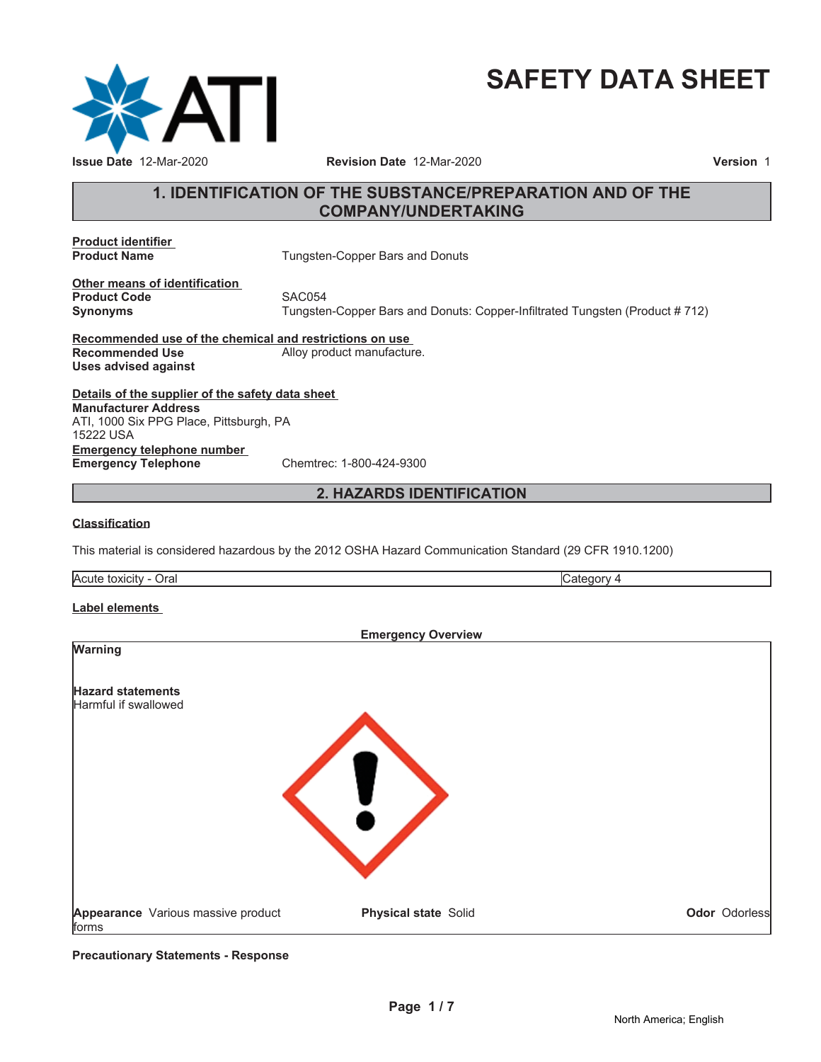# SAFETY DATA SHEET

**Issue Date** 12-Mar-2020 **Revision Date** 12-Mar-2020 **Version** 1

## 1. IDENTIFICATION OF THE SUBSTANCE/PREPARATION AND OF THE COMPANY/UNDERTAKING

**Product identifier**

**Product Name** Tungsten-Copper Bars and Donuts

**Other means of identification**

**Product Code** SAC054

**Synonyms** Tungsten-Copper Bars and Donuts: Copper-Infiltrated Tungsten (Product # 712)

**Recommended use of the chemical and restrictions on use**

**Recommended Use** Alloy product manufacture.

**Uses advised against**

**Details of the supplier of the safety data sheet**

**Manufacturer Address**
ATI, 1000 Six PPG Place, Pittsburgh, PA
15222 USA

**Emergency telephone number**

**Emergency Telephone** Chemtrec: 1-800-424-9300

## 2. HAZARDS IDENTIFICATION

**Classification**

This material is considered hazardous by the 2012 OSHA Hazard Communication Standard (29 CFR 1910.1200)

| Acute toxicity - Oral | Category 4 |
|---|---|

**Label elements**

**Emergency Overview**

**Warning**

**Hazard statements**
Harmful if swallowed

**Appearance** Various massive product forms **Physical state** Solid **Odor** Odorless

**Precautionary Statements - Response**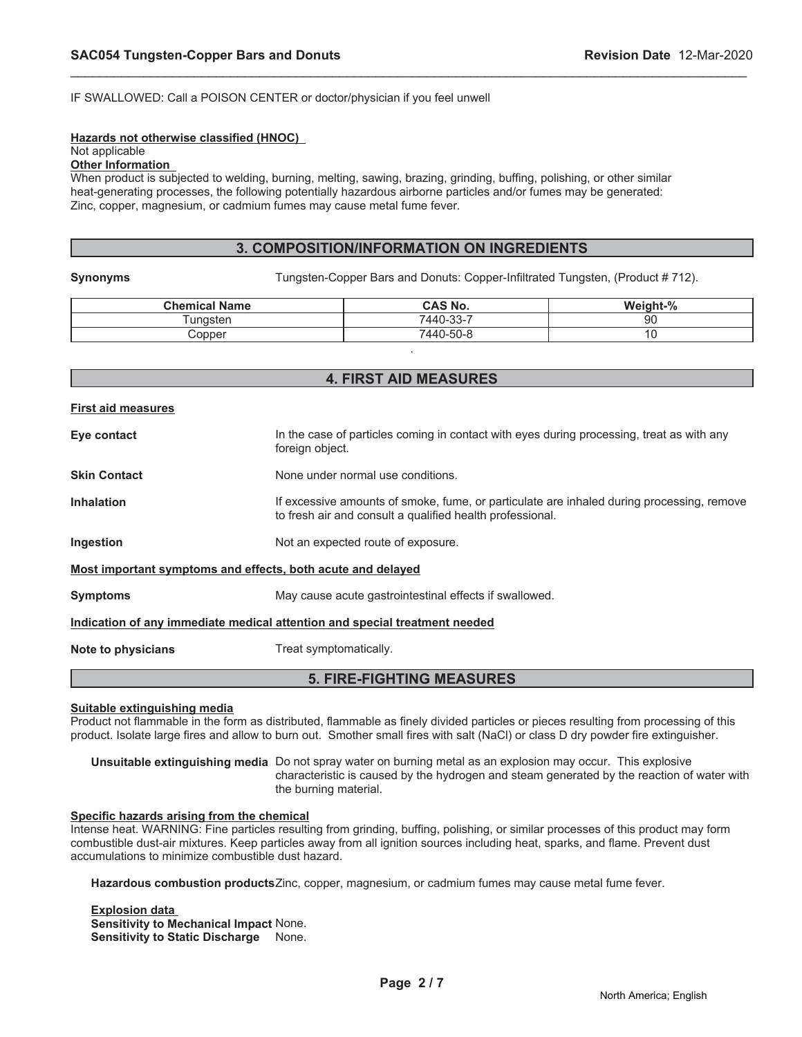IF SWALLOWED: Call a POISON CENTER or doctor/physician if you feel unwell

**Hazards not otherwise classified (HNOC)**
Not applicable
**Other Information**
When product is subjected to welding, burning, melting, sawing, brazing, grinding, buffing, polishing, or other similar heat-generating processes, the following potentially hazardous airborne particles and/or fumes may be generated: Zinc, copper, magnesium, or cadmium fumes may cause metal fume fever.

## 3. COMPOSITION/INFORMATION ON INGREDIENTS

**Synonyms** Tungsten-Copper Bars and Donuts: Copper-Infiltrated Tungsten, (Product # 712).

| Chemical Name | CAS No. | Weight-% |
|---|---|---|
| Tungsten | 7440-33-7 | 90 |
| Copper | 7440-50-8 | 10 |

.

## 4. FIRST AID MEASURES

**First aid measures**

**Eye contact** In the case of particles coming in contact with eyes during processing, treat as with any foreign object.

**Skin Contact** None under normal use conditions.

**Inhalation** If excessive amounts of smoke, fume, or particulate are inhaled during processing, remove to fresh air and consult a qualified health professional.

**Ingestion** Not an expected route of exposure.

**Most important symptoms and effects, both acute and delayed**

**Symptoms** May cause acute gastrointestinal effects if swallowed.

**Indication of any immediate medical attention and special treatment needed**

**Note to physicians** Treat symptomatically.

## 5. FIRE-FIGHTING MEASURES

**Suitable extinguishing media**
Product not flammable in the form as distributed, flammable as finely divided particles or pieces resulting from processing of this product. Isolate large fires and allow to burn out. Smother small fires with salt (NaCl) or class D dry powder fire extinguisher.

**Unsuitable extinguishing media** Do not spray water on burning metal as an explosion may occur. This explosive characteristic is caused by the hydrogen and steam generated by the reaction of water with the burning material.

**Specific hazards arising from the chemical**
Intense heat. WARNING: Fine particles resulting from grinding, buffing, polishing, or similar processes of this product may form combustible dust-air mixtures. Keep particles away from all ignition sources including heat, sparks, and flame. Prevent dust accumulations to minimize combustible dust hazard.

**Hazardous combustion products** Zinc, copper, magnesium, or cadmium fumes may cause metal fume fever.

**Explosion data**
**Sensitivity to Mechanical Impact** None.
**Sensitivity to Static Discharge** None.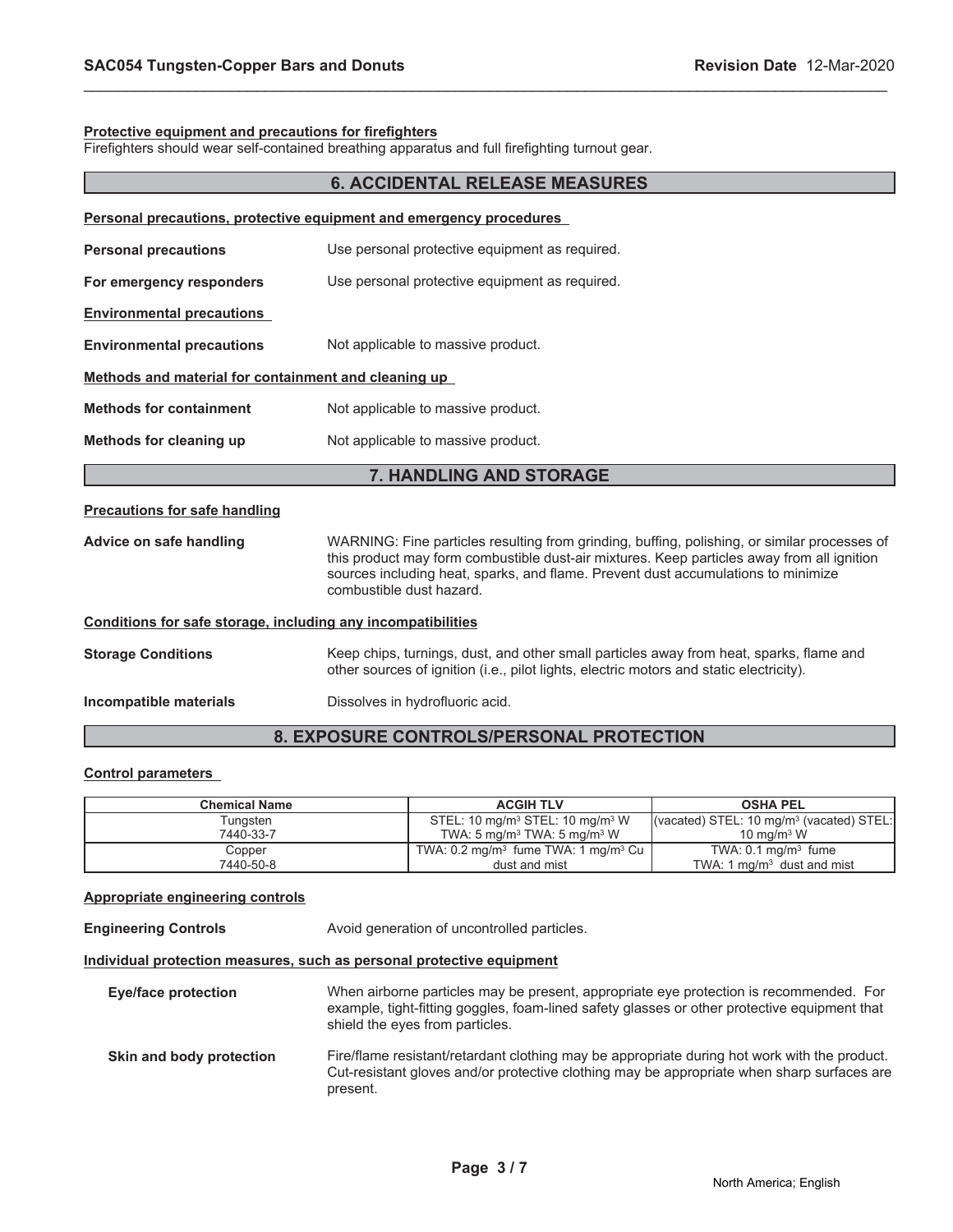**Protective equipment and precautions for firefighters**
Firefighters should wear self-contained breathing apparatus and full firefighting turnout gear.

## 6. ACCIDENTAL RELEASE MEASURES

**Personal precautions, protective equipment and emergency procedures**

**Personal precautions** Use personal protective equipment as required.

**For emergency responders** Use personal protective equipment as required.

**Environmental precautions**

**Environmental precautions** Not applicable to massive product.

**Methods and material for containment and cleaning up**

**Methods for containment** Not applicable to massive product.

**Methods for cleaning up** Not applicable to massive product.

## 7. HANDLING AND STORAGE

**Precautions for safe handling**

**Advice on safe handling** WARNING: Fine particles resulting from grinding, buffing, polishing, or similar processes of this product may form combustible dust-air mixtures. Keep particles away from all ignition sources including heat, sparks, and flame. Prevent dust accumulations to minimize combustible dust hazard.

**Conditions for safe storage, including any incompatibilities**

**Storage Conditions** Keep chips, turnings, dust, and other small particles away from heat, sparks, flame and other sources of ignition (i.e., pilot lights, electric motors and static electricity).

**Incompatible materials** Dissolves in hydrofluoric acid.

## 8. EXPOSURE CONTROLS/PERSONAL PROTECTION

**Control parameters**

| Chemical Name | ACGIH TLV | OSHA PEL |
|---|---|---|
| Tungsten 7440-33-7 | STEL: 10 mg/m³ STEL: 10 mg/m³ W TWA: 5 mg/m³ TWA: 5 mg/m³ W | (vacated) STEL: 10 mg/m³ (vacated) STEL: 10 mg/m³ W |
| Copper 7440-50-8 | TWA: 0.2 mg/m³ fume TWA: 1 mg/m³ Cu dust and mist | TWA: 0.1 mg/m³ fume TWA: 1 mg/m³ dust and mist |

**Appropriate engineering controls**

**Engineering Controls** Avoid generation of uncontrolled particles.

**Individual protection measures, such as personal protective equipment**

**Eye/face protection** When airborne particles may be present, appropriate eye protection is recommended. For example, tight-fitting goggles, foam-lined safety glasses or other protective equipment that shield the eyes from particles.

**Skin and body protection** Fire/flame resistant/retardant clothing may be appropriate during hot work with the product. Cut-resistant gloves and/or protective clothing may be appropriate when sharp surfaces are present.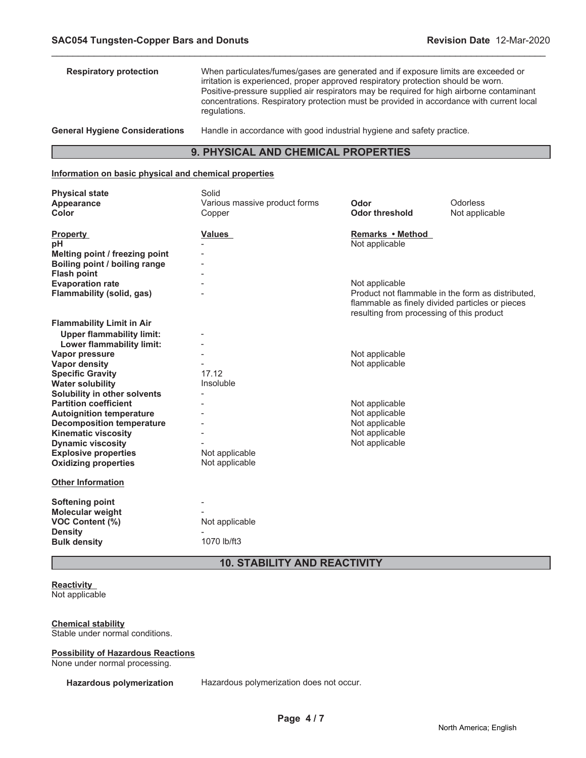| | |
|---|---|
| **Respiratory protection** | When particulates/fumes/gases are generated and if exposure limits are exceeded or irritation is experienced, proper approved respiratory protection should be worn. Positive-pressure supplied air respirators may be required for high airborne contaminant concentrations. Respiratory protection must be provided in accordance with current local regulations. |
| **General Hygiene Considerations** | Handle in accordance with good industrial hygiene and safety practice. |

## 9. PHYSICAL AND CHEMICAL PROPERTIES

### Information on basic physical and chemical properties

| | | | |
|---|---|---|---|
| **Physical state** | Solid | | |
| **Appearance** | Various massive product forms | **Odor** | Odorless |
| **Color** | Copper | **Odor threshold** | Not applicable |

| **Property** | **Values** | **Remarks • Method** |
|---|---|---|
| **pH** | - | Not applicable |
| **Melting point / freezing point** | - | |
| **Boiling point / boiling range** | - | |
| **Flash point** | - | |
| **Evaporation rate** | - | Not applicable |
| **Flammability (solid, gas)** | - | Product not flammable in the form as distributed, flammable as finely divided particles or pieces resulting from processing of this product |
| **Flammability Limit in Air** | | |
| **Upper flammability limit:** | - | |
| **Lower flammability limit:** | - | |
| **Vapor pressure** | - | Not applicable |
| **Vapor density** | - | Not applicable |
| **Specific Gravity** | 17.12 | |
| **Water solubility** | Insoluble | |
| **Solubility in other solvents** | - | |
| **Partition coefficient** | - | Not applicable |
| **Autoignition temperature** | - | Not applicable |
| **Decomposition temperature** | - | Not applicable |
| **Kinematic viscosity** | - | Not applicable |
| **Dynamic viscosity** | - | Not applicable |
| **Explosive properties** | Not applicable | |
| **Oxidizing properties** | Not applicable | |

### Other Information

| | |
|---|---|
| **Softening point** | - |
| **Molecular weight** | - |
| **VOC Content (%)** | Not applicable |
| **Density** | - |
| **Bulk density** | 1070 lb/ft3 |

## 10. STABILITY AND REACTIVITY

**Reactivity**
Not applicable

**Chemical stability**
Stable under normal conditions.

**Possibility of Hazardous Reactions**
None under normal processing.

**Hazardous polymerization** Hazardous polymerization does not occur.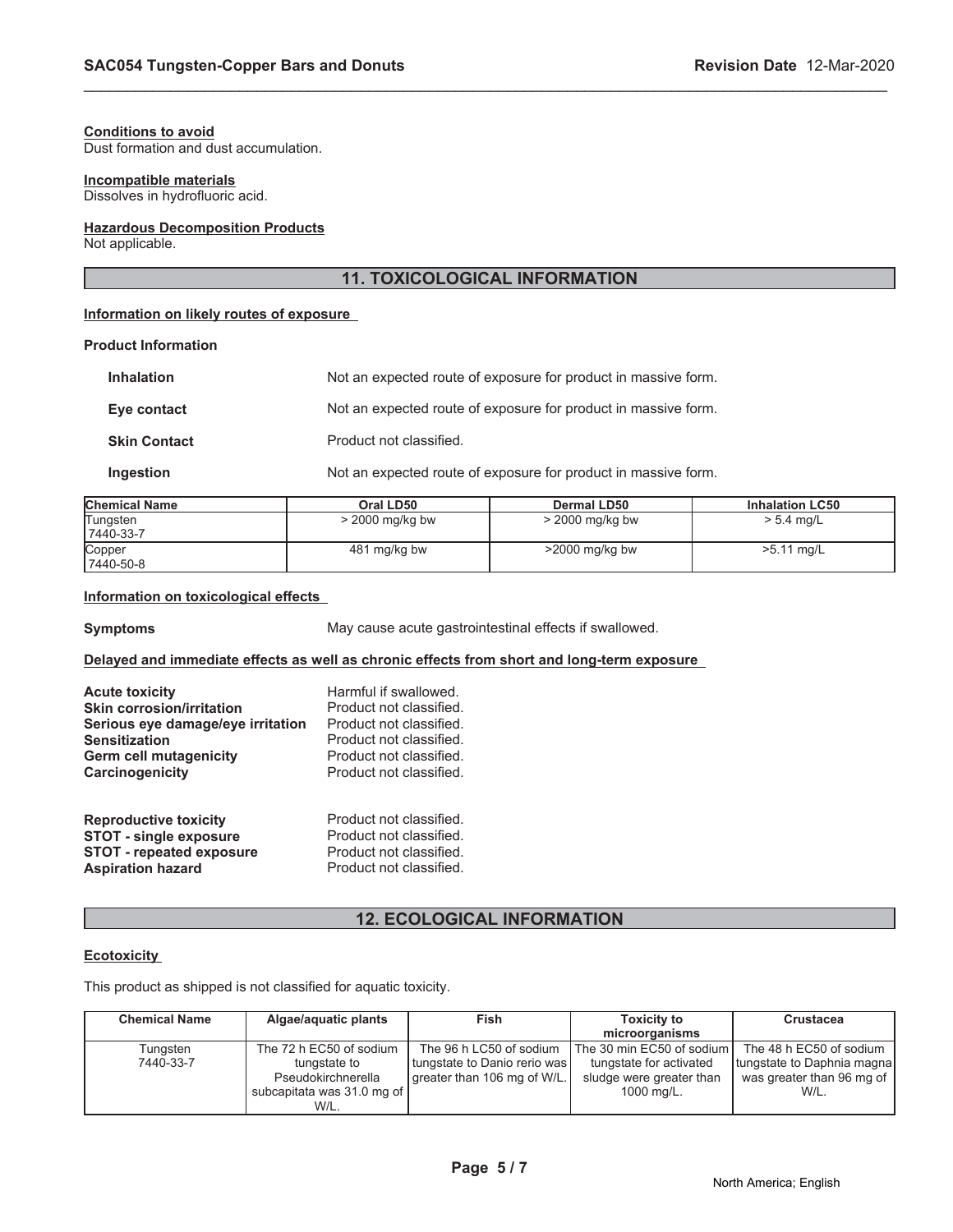**Conditions to avoid**
Dust formation and dust accumulation.

**Incompatible materials**
Dissolves in hydrofluoric acid.

**Hazardous Decomposition Products**
Not applicable.

## 11. TOXICOLOGICAL INFORMATION

**Information on likely routes of exposure**

**Product Information**

| | |
|---|---|
| **Inhalation** | Not an expected route of exposure for product in massive form. |
| **Eye contact** | Not an expected route of exposure for product in massive form. |
| **Skin Contact** | Product not classified. |
| **Ingestion** | Not an expected route of exposure for product in massive form. |

| Chemical Name | Oral LD50 | Dermal LD50 | Inhalation LC50 |
|---|---|---|---|
| Tungsten 7440-33-7 | > 2000 mg/kg bw | > 2000 mg/kg bw | > 5.4 mg/L |
| Copper 7440-50-8 | 481 mg/kg bw | >2000 mg/kg bw | >5.11 mg/L |

**Information on toxicological effects**

**Symptoms** May cause acute gastrointestinal effects if swallowed.

**Delayed and immediate effects as well as chronic effects from short and long-term exposure**

| | |
|---|---|
| **Acute toxicity** | Harmful if swallowed. |
| **Skin corrosion/irritation** | Product not classified. |
| **Serious eye damage/eye irritation** | Product not classified. |
| **Sensitization** | Product not classified. |
| **Germ cell mutagenicity** | Product not classified. |
| **Carcinogenicity** | Product not classified. |
| **Reproductive toxicity** | Product not classified. |
| **STOT - single exposure** | Product not classified. |
| **STOT - repeated exposure** | Product not classified. |
| **Aspiration hazard** | Product not classified. |

## 12. ECOLOGICAL INFORMATION

**Ecotoxicity**

This product as shipped is not classified for aquatic toxicity.

| Chemical Name | Algae/aquatic plants | Fish | Toxicity to microorganisms | Crustacea |
|---|---|---|---|---|
| Tungsten 7440-33-7 | The 72 h EC50 of sodium tungstate to Pseudokirchnerella subcapitata was 31.0 mg of W/L. | The 96 h LC50 of sodium tungstate to Danio rerio was greater than 106 mg of W/L. | The 30 min EC50 of sodium tungstate for activated sludge were greater than 1000 mg/L. | The 48 h EC50 of sodium tungstate to Daphnia magna was greater than 96 mg of W/L. |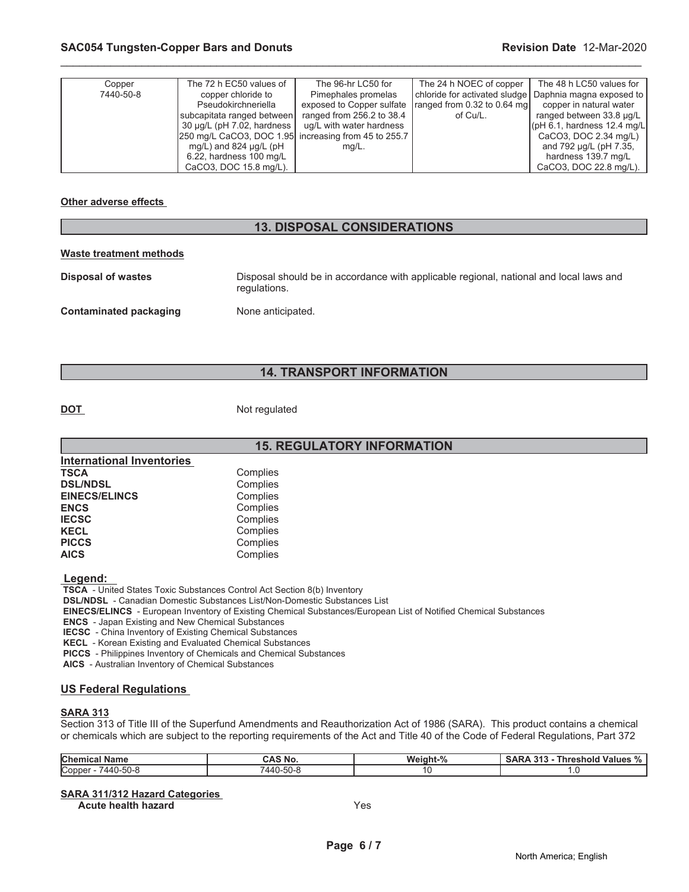| Copper 7440-50-8 | The 72 h EC50 values of copper chloride to Pseudokirchneriella subcapitata ranged between 30 µg/L (pH 7.02, hardness 250 mg/L CaCO3, DOC 1.95 mg/L) and 824 µg/L (pH 6.22, hardness 100 mg/L CaCO3, DOC 15.8 mg/L). | The 96-hr LC50 for Pimephales promelas exposed to Copper sulfate ranged from 256.2 to 38.4 ug/L with water hardness increasing from 45 to 255.7 mg/L. | The 24 h NOEC of copper chloride for activated sludge ranged from 0.32 to 0.64 mg of Cu/L. | The 48 h LC50 values for Daphnia magna exposed to copper in natural water ranged between 33.8 µg/L (pH 6.1, hardness 12.4 mg/L CaCO3, DOC 2.34 mg/L) and 792 µg/L (pH 7.35, hardness 139.7 mg/L CaCO3, DOC 22.8 mg/L). |
|---|---|---|---|---|

**Other adverse effects**

## 13. DISPOSAL CONSIDERATIONS

**Waste treatment methods**

**Disposal of wastes** Disposal should be in accordance with applicable regional, national and local laws and regulations.

**Contaminated packaging** None anticipated.

## 14. TRANSPORT INFORMATION

**DOT** Not regulated

## 15. REGULATORY INFORMATION

**International Inventories**

| | |
|---|---|
| **TSCA** | Complies |
| **DSL/NDSL** | Complies |
| **EINECS/ELINCS** | Complies |
| **ENCS** | Complies |
| **IECSC** | Complies |
| **KECL** | Complies |
| **PICCS** | Complies |
| **AICS** | Complies |

**Legend:**

**TSCA** - United States Toxic Substances Control Act Section 8(b) Inventory
**DSL/NDSL** - Canadian Domestic Substances List/Non-Domestic Substances List
**EINECS/ELINCS** - European Inventory of Existing Chemical Substances/European List of Notified Chemical Substances
**ENCS** - Japan Existing and New Chemical Substances
**IECSC** - China Inventory of Existing Chemical Substances
**KECL** - Korean Existing and Evaluated Chemical Substances
**PICCS** - Philippines Inventory of Chemicals and Chemical Substances
**AICS** - Australian Inventory of Chemical Substances

**US Federal Regulations**

**SARA 313**

Section 313 of Title III of the Superfund Amendments and Reauthorization Act of 1986 (SARA). This product contains a chemical or chemicals which are subject to the reporting requirements of the Act and Title 40 of the Code of Federal Regulations, Part 372

| Chemical Name | CAS No. | Weight-% | SARA 313 - Threshold Values % |
|---|---|---|---|
| Copper - 7440-50-8 | 7440-50-8 | 10 | 1.0 |

**SARA 311/312 Hazard Categories**

**Acute health hazard** Yes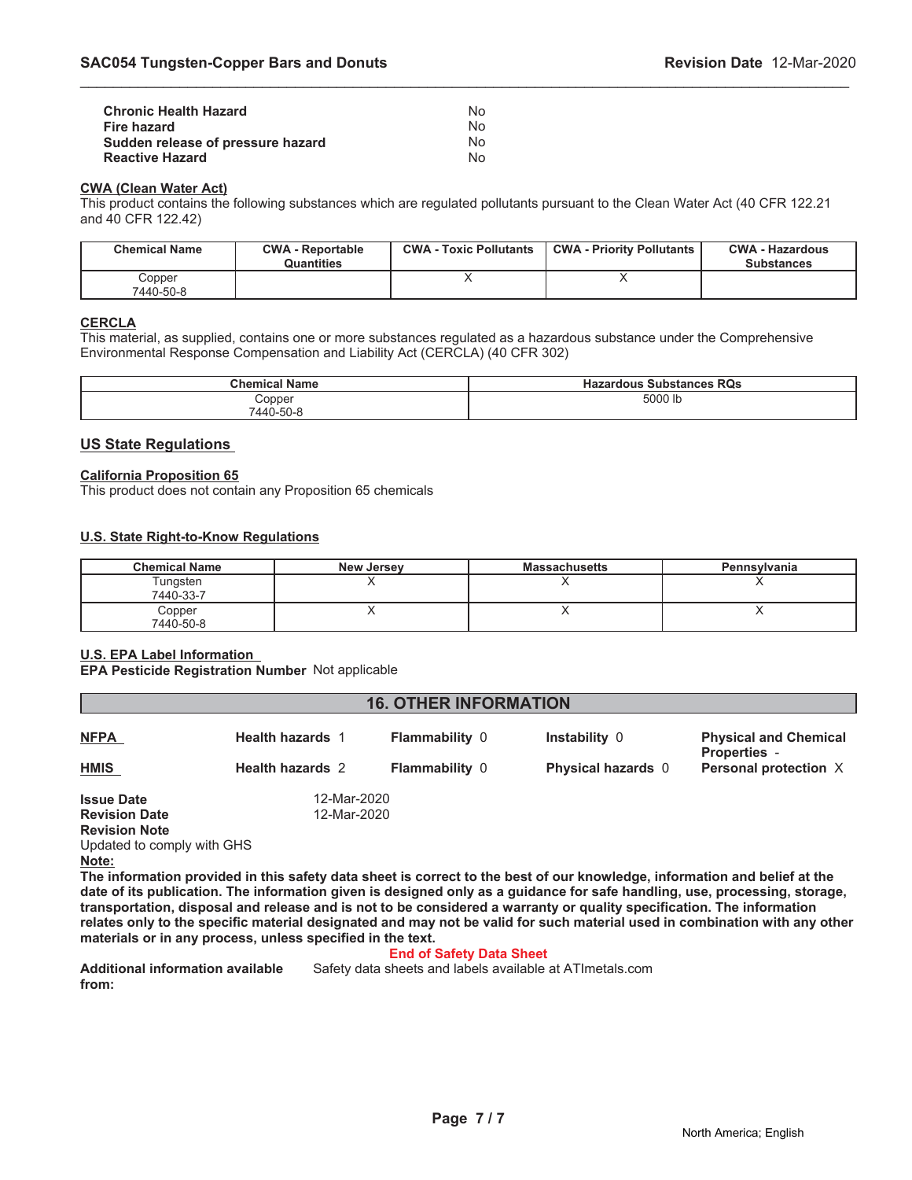| | |
|---|---|
| **Chronic Health Hazard** | No |
| **Fire hazard** | No |
| **Sudden release of pressure hazard** | No |
| **Reactive Hazard** | No |

### CWA (Clean Water Act)

This product contains the following substances which are regulated pollutants pursuant to the Clean Water Act (40 CFR 122.21 and 40 CFR 122.42)

| Chemical Name | CWA - Reportable Quantities | CWA - Toxic Pollutants | CWA - Priority Pollutants | CWA - Hazardous Substances |
|---|---|---|---|---|
| Copper 7440-50-8 | | X | X | |

### CERCLA

This material, as supplied, contains one or more substances regulated as a hazardous substance under the Comprehensive Environmental Response Compensation and Liability Act (CERCLA) (40 CFR 302)

| Chemical Name | Hazardous Substances RQs |
|---|---|
| Copper 7440-50-8 | 5000 lb |

## US State Regulations

### California Proposition 65

This product does not contain any Proposition 65 chemicals

### U.S. State Right-to-Know Regulations

| Chemical Name | New Jersey | Massachusetts | Pennsylvania |
|---|---|---|---|
| Tungsten 7440-33-7 | X | X | X |
| Copper 7440-50-8 | X | X | X |

### U.S. EPA Label Information

**EPA Pesticide Registration Number** Not applicable

## 16. OTHER INFORMATION

| | | | | |
|---|---|---|---|---|
| **NFPA** | **Health hazards** 1 | **Flammability** 0 | **Instability** 0 | **Physical and Chemical Properties** - |
| **HMIS** | **Health hazards** 2 | **Flammability** 0 | **Physical hazards** 0 | **Personal protection** X |

**Issue Date** 12-Mar-2020
**Revision Date** 12-Mar-2020
**Revision Note**
Updated to comply with GHS

**Note:**

**The information provided in this safety data sheet is correct to the best of our knowledge, information and belief at the date of its publication. The information given is designed only as a guidance for safe handling, use, processing, storage, transportation, disposal and release and is not to be considered a warranty or quality specification. The information relates only to the specific material designated and may not be valid for such material used in combination with any other materials or in any process, unless specified in the text.**

**End of Safety Data Sheet**

**Additional information available from:** Safety data sheets and labels available at ATImetals.com